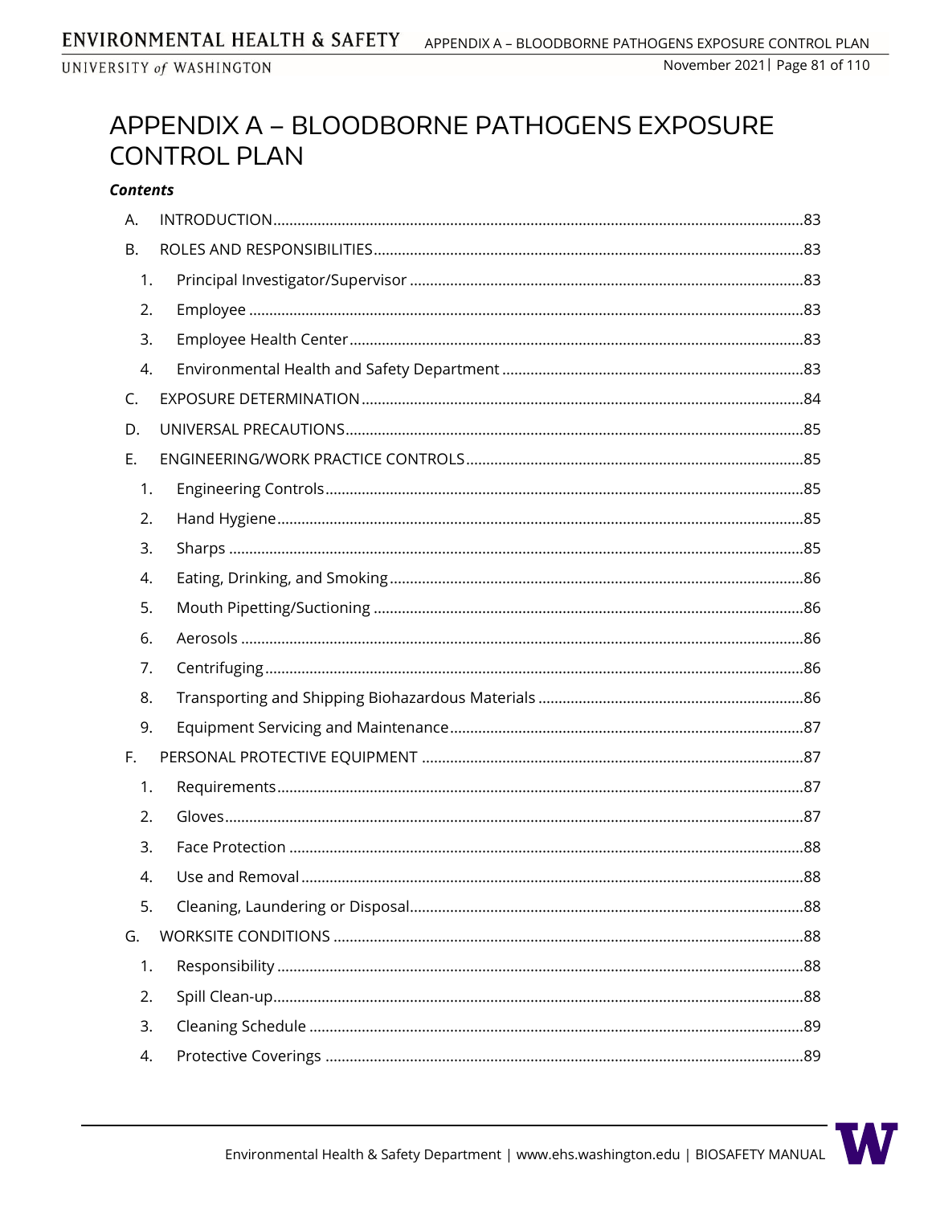# APPENDIX A – BLOODBORNE PATHOGENS EXPOSURE CONTROL PLAN

***Contents***

A. INTRODUCTION ........ 83

B. ROLES AND RESPONSIBILITIES ........ 83

1. Principal Investigator/Supervisor ........ 83
2. Employee ........ 83
3. Employee Health Center ........ 83
4. Environmental Health and Safety Department ........ 83

C. EXPOSURE DETERMINATION ........ 84

D. UNIVERSAL PRECAUTIONS ........ 85

E. ENGINEERING/WORK PRACTICE CONTROLS ........ 85

1. Engineering Controls ........ 85
2. Hand Hygiene ........ 85
3. Sharps ........ 85
4. Eating, Drinking, and Smoking ........ 86
5. Mouth Pipetting/Suctioning ........ 86
6. Aerosols ........ 86
7. Centrifuging ........ 86
8. Transporting and Shipping Biohazardous Materials ........ 86
9. Equipment Servicing and Maintenance ........ 87

F. PERSONAL PROTECTIVE EQUIPMENT ........ 87

1. Requirements ........ 87
2. Gloves ........ 87
3. Face Protection ........ 88
4. Use and Removal ........ 88
5. Cleaning, Laundering or Disposal ........ 88

G. WORKSITE CONDITIONS ........ 88

1. Responsibility ........ 88
2. Spill Clean-up ........ 88
3. Cleaning Schedule ........ 89
4. Protective Coverings ........ 89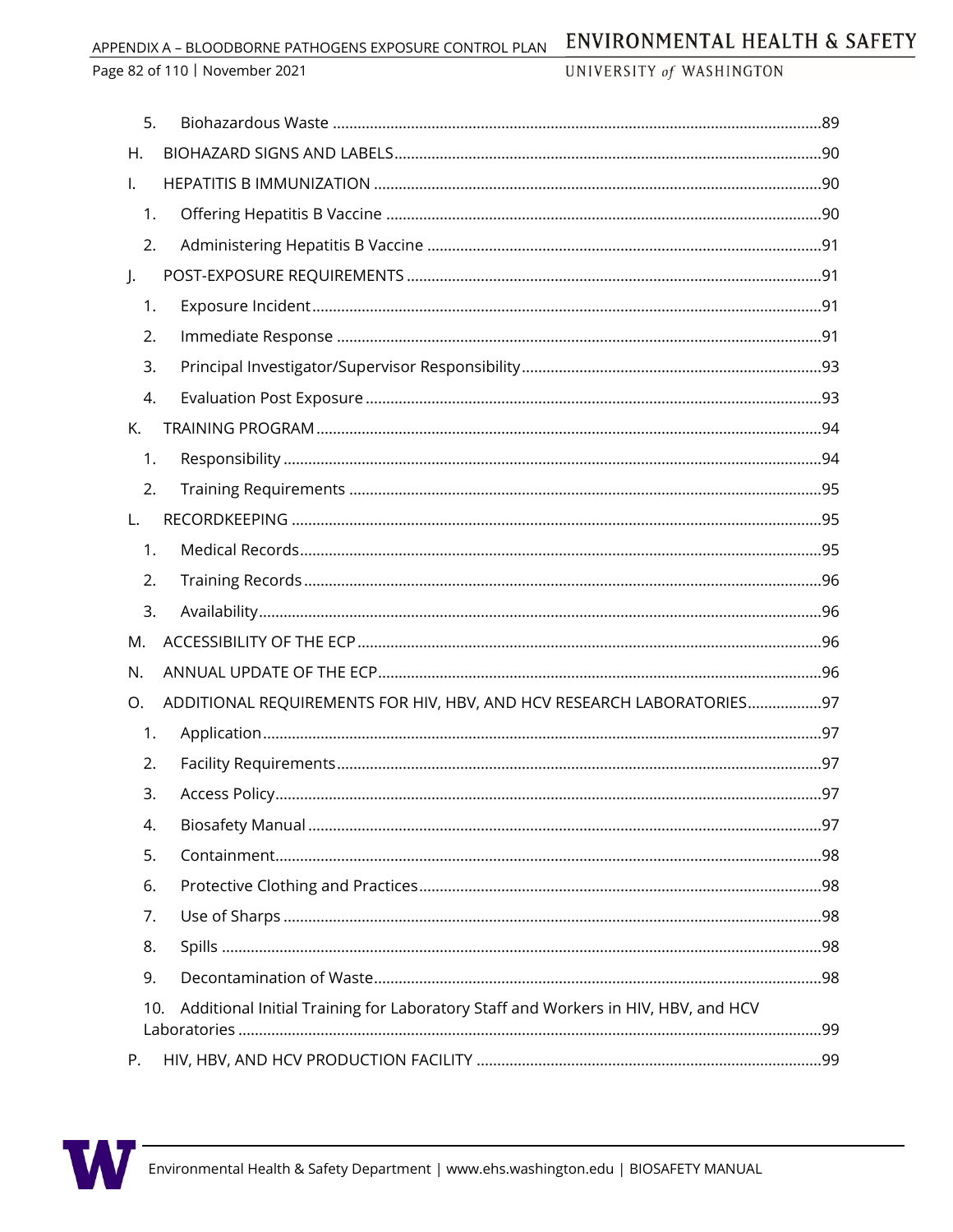5. Biohazardous Waste ....................................................................................................89

H. BIOHAZARD SIGNS AND LABELS....................................................................................90

I. HEPATITIS B IMMUNIZATION ..........................................................................................90

1. Offering Hepatitis B Vaccine ........................................................................................90
2. Administering Hepatitis B Vaccine ..............................................................................91

J. POST-EXPOSURE REQUIREMENTS ..................................................................................91

1. Exposure Incident..........................................................................................................91
2. Immediate Response ....................................................................................................91
3. Principal Investigator/Supervisor Responsibility.......................................................93
4. Evaluation Post Exposure ............................................................................................93

K. TRAINING PROGRAM .......................................................................................................94

1. Responsibility ................................................................................................................94
2. Training Requirements .................................................................................................95

L. RECORDKEEPING .............................................................................................................95

1. Medical Records............................................................................................................95
2. Training Records ...........................................................................................................96
3. Availability......................................................................................................................96

M. ACCESSIBILITY OF THE ECP ..............................................................................................96

N. ANNUAL UPDATE OF THE ECP..........................................................................................96

O. ADDITIONAL REQUIREMENTS FOR HIV, HBV, AND HCV RESEARCH LABORATORIES..................97

1. Application.....................................................................................................................97
2. Facility Requirements....................................................................................................97
3. Access Policy..................................................................................................................97
4. Biosafety Manual ..........................................................................................................97
5. Containment..................................................................................................................98
6. Protective Clothing and Practices................................................................................98
7. Use of Sharps ................................................................................................................98
8. Spills ..............................................................................................................................98
9. Decontamination of Waste..........................................................................................98
10. Additional Initial Training for Laboratory Staff and Workers in HIV, HBV, and HCV Laboratories ..........................................................................................................99

P. HIV, HBV, AND HCV PRODUCTION FACILITY .................................................................99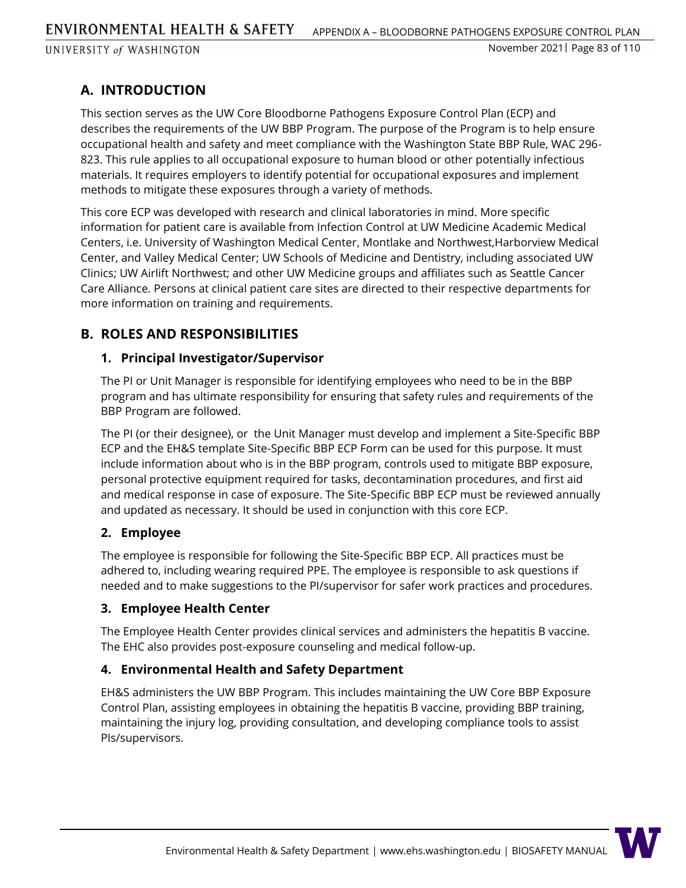## A. INTRODUCTION

This section serves as the UW Core Bloodborne Pathogens Exposure Control Plan (ECP) and describes the requirements of the UW BBP Program. The purpose of the Program is to help ensure occupational health and safety and meet compliance with the Washington State BBP Rule, WAC 296-823. This rule applies to all occupational exposure to human blood or other potentially infectious materials. It requires employers to identify potential for occupational exposures and implement methods to mitigate these exposures through a variety of methods.

This core ECP was developed with research and clinical laboratories in mind. More specific information for patient care is available from Infection Control at UW Medicine Academic Medical Centers, i.e. University of Washington Medical Center, Montlake and Northwest,Harborview Medical Center, and Valley Medical Center; UW Schools of Medicine and Dentistry, including associated UW Clinics; UW Airlift Northwest; and other UW Medicine groups and affiliates such as Seattle Cancer Care Alliance. Persons at clinical patient care sites are directed to their respective departments for more information on training and requirements.

## B. ROLES AND RESPONSIBILITIES

### 1. Principal Investigator/Supervisor

The PI or Unit Manager is responsible for identifying employees who need to be in the BBP program and has ultimate responsibility for ensuring that safety rules and requirements of the BBP Program are followed.

The PI (or their designee), or the Unit Manager must develop and implement a Site-Specific BBP ECP and the EH&S template Site-Specific BBP ECP Form can be used for this purpose. It must include information about who is in the BBP program, controls used to mitigate BBP exposure, personal protective equipment required for tasks, decontamination procedures, and first aid and medical response in case of exposure. The Site-Specific BBP ECP must be reviewed annually and updated as necessary. It should be used in conjunction with this core ECP.

### 2. Employee

The employee is responsible for following the Site-Specific BBP ECP. All practices must be adhered to, including wearing required PPE. The employee is responsible to ask questions if needed and to make suggestions to the PI/supervisor for safer work practices and procedures.

### 3. Employee Health Center

The Employee Health Center provides clinical services and administers the hepatitis B vaccine. The EHC also provides post-exposure counseling and medical follow-up.

### 4. Environmental Health and Safety Department

EH&S administers the UW BBP Program. This includes maintaining the UW Core BBP Exposure Control Plan, assisting employees in obtaining the hepatitis B vaccine, providing BBP training, maintaining the injury log, providing consultation, and developing compliance tools to assist PIs/supervisors.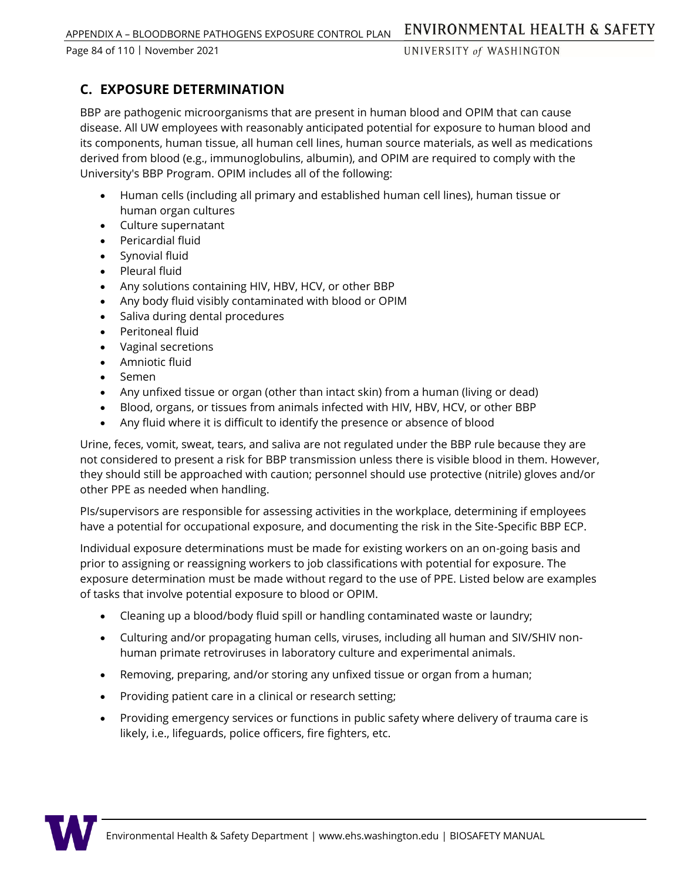## C. EXPOSURE DETERMINATION

BBP are pathogenic microorganisms that are present in human blood and OPIM that can cause disease. All UW employees with reasonably anticipated potential for exposure to human blood and its components, human tissue, all human cell lines, human source materials, as well as medications derived from blood (e.g., immunoglobulins, albumin), and OPIM are required to comply with the University's BBP Program. OPIM includes all of the following:

- Human cells (including all primary and established human cell lines), human tissue or human organ cultures
- Culture supernatant
- Pericardial fluid
- Synovial fluid
- Pleural fluid
- Any solutions containing HIV, HBV, HCV, or other BBP
- Any body fluid visibly contaminated with blood or OPIM
- Saliva during dental procedures
- Peritoneal fluid
- Vaginal secretions
- Amniotic fluid
- Semen
- Any unfixed tissue or organ (other than intact skin) from a human (living or dead)
- Blood, organs, or tissues from animals infected with HIV, HBV, HCV, or other BBP
- Any fluid where it is difficult to identify the presence or absence of blood

Urine, feces, vomit, sweat, tears, and saliva are not regulated under the BBP rule because they are not considered to present a risk for BBP transmission unless there is visible blood in them. However, they should still be approached with caution; personnel should use protective (nitrile) gloves and/or other PPE as needed when handling.

PIs/supervisors are responsible for assessing activities in the workplace, determining if employees have a potential for occupational exposure, and documenting the risk in the Site-Specific BBP ECP.

Individual exposure determinations must be made for existing workers on an on-going basis and prior to assigning or reassigning workers to job classifications with potential for exposure. The exposure determination must be made without regard to the use of PPE. Listed below are examples of tasks that involve potential exposure to blood or OPIM.

- Cleaning up a blood/body fluid spill or handling contaminated waste or laundry;
- Culturing and/or propagating human cells, viruses, including all human and SIV/SHIV non-human primate retroviruses in laboratory culture and experimental animals.
- Removing, preparing, and/or storing any unfixed tissue or organ from a human;
- Providing patient care in a clinical or research setting;
- Providing emergency services or functions in public safety where delivery of trauma care is likely, i.e., lifeguards, police officers, fire fighters, etc.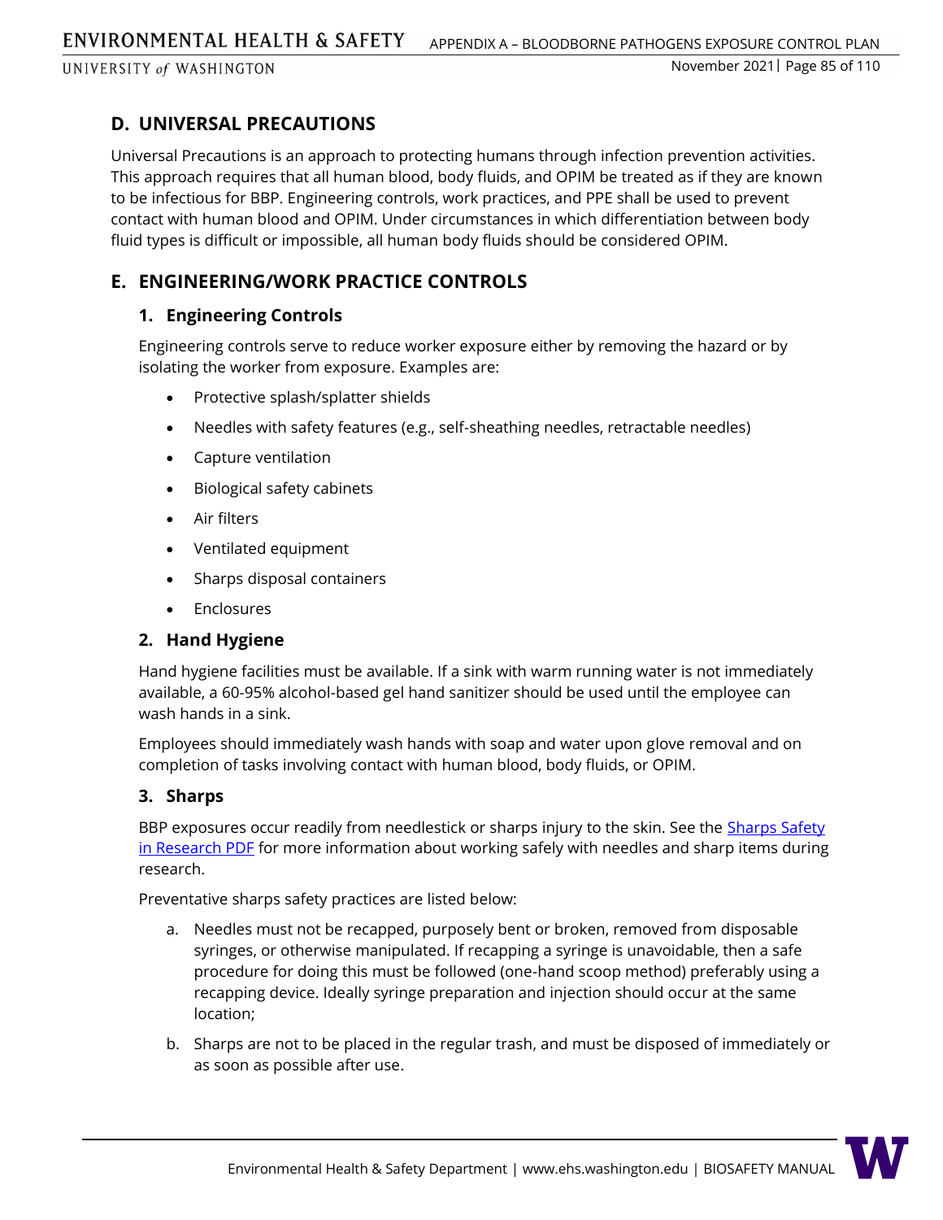## D. UNIVERSAL PRECAUTIONS

Universal Precautions is an approach to protecting humans through infection prevention activities. This approach requires that all human blood, body fluids, and OPIM be treated as if they are known to be infectious for BBP. Engineering controls, work practices, and PPE shall be used to prevent contact with human blood and OPIM. Under circumstances in which differentiation between body fluid types is difficult or impossible, all human body fluids should be considered OPIM.

## E. ENGINEERING/WORK PRACTICE CONTROLS

### 1. Engineering Controls

Engineering controls serve to reduce worker exposure either by removing the hazard or by isolating the worker from exposure. Examples are:

- Protective splash/splatter shields
- Needles with safety features (e.g., self-sheathing needles, retractable needles)
- Capture ventilation
- Biological safety cabinets
- Air filters
- Ventilated equipment
- Sharps disposal containers
- Enclosures

### 2. Hand Hygiene

Hand hygiene facilities must be available. If a sink with warm running water is not immediately available, a 60-95% alcohol-based gel hand sanitizer should be used until the employee can wash hands in a sink.

Employees should immediately wash hands with soap and water upon glove removal and on completion of tasks involving contact with human blood, body fluids, or OPIM.

### 3. Sharps

BBP exposures occur readily from needlestick or sharps injury to the skin. See the [Sharps Safety in Research PDF]() for more information about working safely with needles and sharp items during research.

Preventative sharps safety practices are listed below:

a. Needles must not be recapped, purposely bent or broken, removed from disposable syringes, or otherwise manipulated. If recapping a syringe is unavoidable, then a safe procedure for doing this must be followed (one-hand scoop method) preferably using a recapping device. Ideally syringe preparation and injection should occur at the same location;

b. Sharps are not to be placed in the regular trash, and must be disposed of immediately or as soon as possible after use.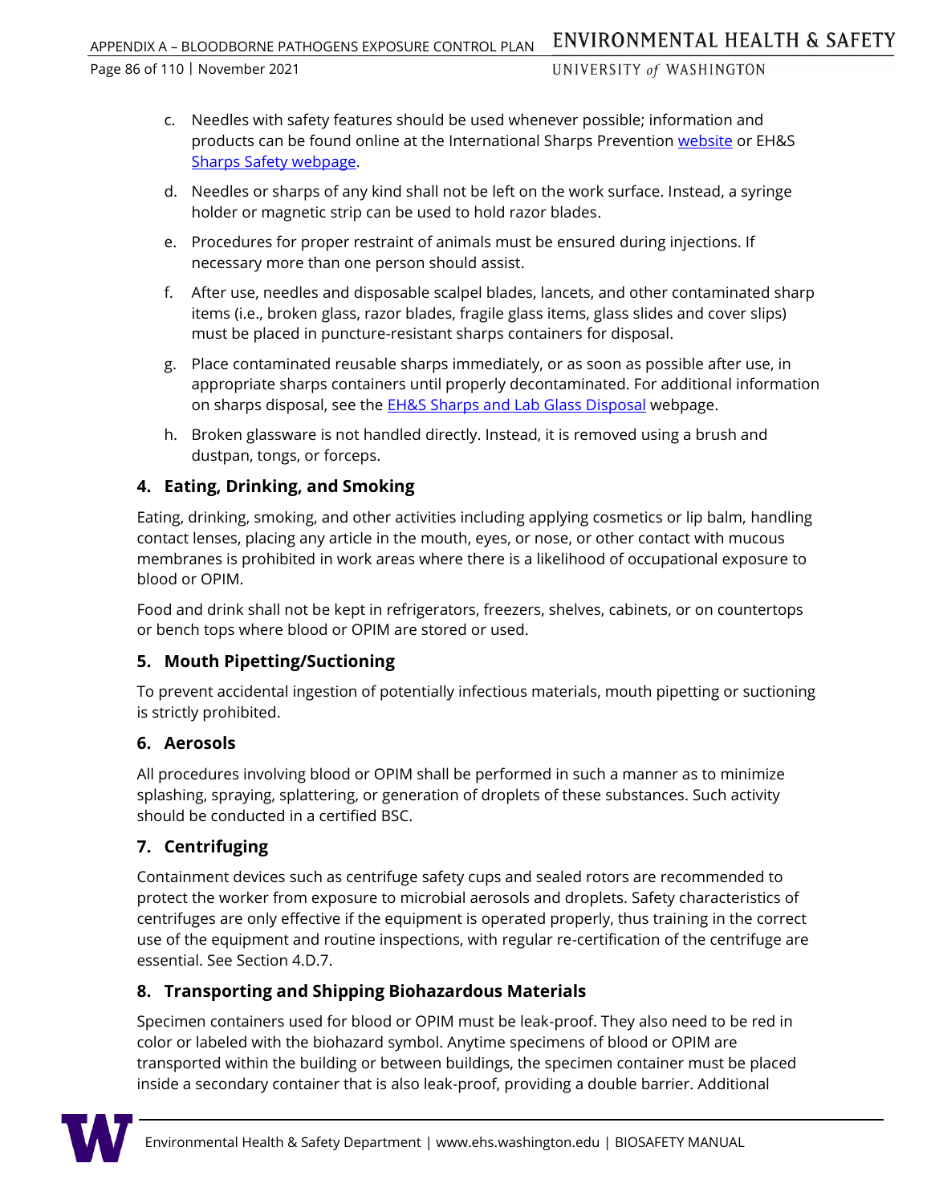c. Needles with safety features should be used whenever possible; information and products can be found online at the International Sharps Prevention website or EH&S Sharps Safety webpage.

d. Needles or sharps of any kind shall not be left on the work surface. Instead, a syringe holder or magnetic strip can be used to hold razor blades.

e. Procedures for proper restraint of animals must be ensured during injections. If necessary more than one person should assist.

f. After use, needles and disposable scalpel blades, lancets, and other contaminated sharp items (i.e., broken glass, razor blades, fragile glass items, glass slides and cover slips) must be placed in puncture-resistant sharps containers for disposal.

g. Place contaminated reusable sharps immediately, or as soon as possible after use, in appropriate sharps containers until properly decontaminated. For additional information on sharps disposal, see the EH&S Sharps and Lab Glass Disposal webpage.

h. Broken glassware is not handled directly. Instead, it is removed using a brush and dustpan, tongs, or forceps.

### 4. Eating, Drinking, and Smoking

Eating, drinking, smoking, and other activities including applying cosmetics or lip balm, handling contact lenses, placing any article in the mouth, eyes, or nose, or other contact with mucous membranes is prohibited in work areas where there is a likelihood of occupational exposure to blood or OPIM.

Food and drink shall not be kept in refrigerators, freezers, shelves, cabinets, or on countertops or bench tops where blood or OPIM are stored or used.

### 5. Mouth Pipetting/Suctioning

To prevent accidental ingestion of potentially infectious materials, mouth pipetting or suctioning is strictly prohibited.

### 6. Aerosols

All procedures involving blood or OPIM shall be performed in such a manner as to minimize splashing, spraying, splattering, or generation of droplets of these substances. Such activity should be conducted in a certified BSC.

### 7. Centrifuging

Containment devices such as centrifuge safety cups and sealed rotors are recommended to protect the worker from exposure to microbial aerosols and droplets. Safety characteristics of centrifuges are only effective if the equipment is operated properly, thus training in the correct use of the equipment and routine inspections, with regular re-certification of the centrifuge are essential. See Section 4.D.7.

### 8. Transporting and Shipping Biohazardous Materials

Specimen containers used for blood or OPIM must be leak-proof. They also need to be red in color or labeled with the biohazard symbol. Anytime specimens of blood or OPIM are transported within the building or between buildings, the specimen container must be placed inside a secondary container that is also leak-proof, providing a double barrier. Additional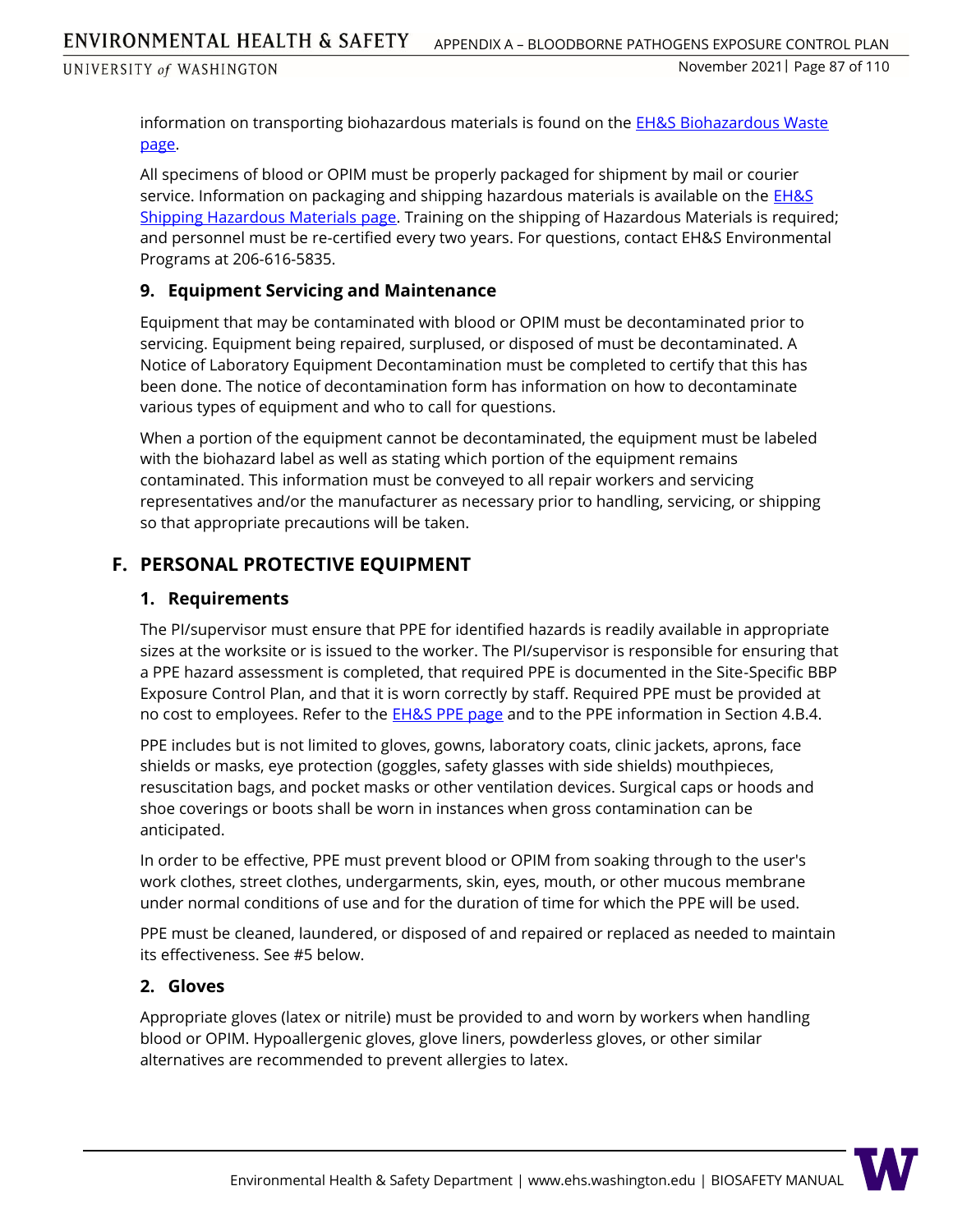information on transporting biohazardous materials is found on the [EH&S Biohazardous Waste page](#).

All specimens of blood or OPIM must be properly packaged for shipment by mail or courier service. Information on packaging and shipping hazardous materials is available on the [EH&S Shipping Hazardous Materials page](#). Training on the shipping of Hazardous Materials is required; and personnel must be re-certified every two years. For questions, contact EH&S Environmental Programs at 206-616-5835.

### 9. Equipment Servicing and Maintenance

Equipment that may be contaminated with blood or OPIM must be decontaminated prior to servicing. Equipment being repaired, surplused, or disposed of must be decontaminated. A Notice of Laboratory Equipment Decontamination must be completed to certify that this has been done. The notice of decontamination form has information on how to decontaminate various types of equipment and who to call for questions.

When a portion of the equipment cannot be decontaminated, the equipment must be labeled with the biohazard label as well as stating which portion of the equipment remains contaminated. This information must be conveyed to all repair workers and servicing representatives and/or the manufacturer as necessary prior to handling, servicing, or shipping so that appropriate precautions will be taken.

## F. PERSONAL PROTECTIVE EQUIPMENT

### 1. Requirements

The PI/supervisor must ensure that PPE for identified hazards is readily available in appropriate sizes at the worksite or is issued to the worker. The PI/supervisor is responsible for ensuring that a PPE hazard assessment is completed, that required PPE is documented in the Site-Specific BBP Exposure Control Plan, and that it is worn correctly by staff. Required PPE must be provided at no cost to employees. Refer to the [EH&S PPE page](#) and to the PPE information in Section 4.B.4.

PPE includes but is not limited to gloves, gowns, laboratory coats, clinic jackets, aprons, face shields or masks, eye protection (goggles, safety glasses with side shields) mouthpieces, resuscitation bags, and pocket masks or other ventilation devices. Surgical caps or hoods and shoe coverings or boots shall be worn in instances when gross contamination can be anticipated.

In order to be effective, PPE must prevent blood or OPIM from soaking through to the user's work clothes, street clothes, undergarments, skin, eyes, mouth, or other mucous membrane under normal conditions of use and for the duration of time for which the PPE will be used.

PPE must be cleaned, laundered, or disposed of and repaired or replaced as needed to maintain its effectiveness. See #5 below.

### 2. Gloves

Appropriate gloves (latex or nitrile) must be provided to and worn by workers when handling blood or OPIM. Hypoallergenic gloves, glove liners, powderless gloves, or other similar alternatives are recommended to prevent allergies to latex.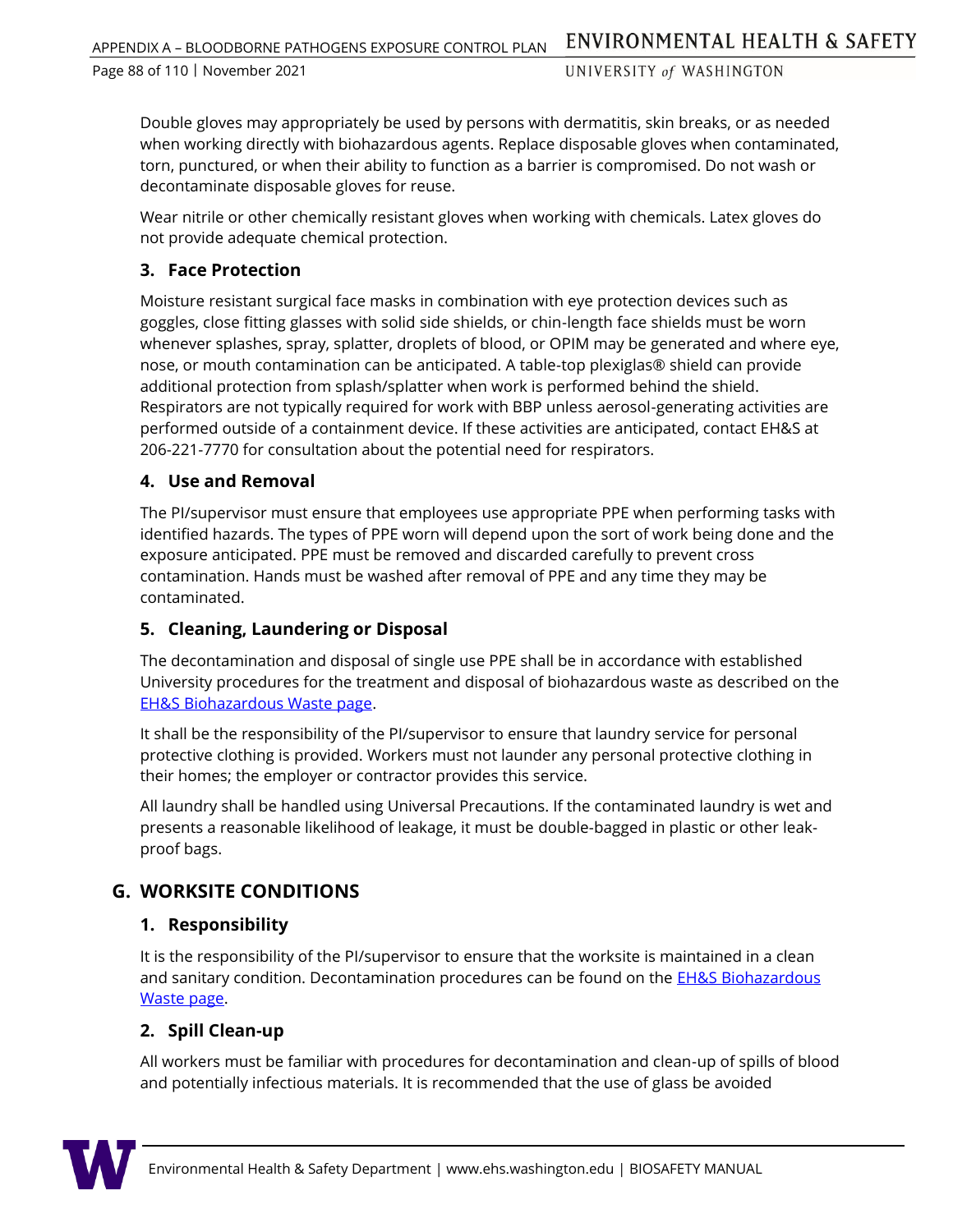Double gloves may appropriately be used by persons with dermatitis, skin breaks, or as needed when working directly with biohazardous agents. Replace disposable gloves when contaminated, torn, punctured, or when their ability to function as a barrier is compromised. Do not wash or decontaminate disposable gloves for reuse.

Wear nitrile or other chemically resistant gloves when working with chemicals. Latex gloves do not provide adequate chemical protection.

### 3. Face Protection

Moisture resistant surgical face masks in combination with eye protection devices such as goggles, close fitting glasses with solid side shields, or chin-length face shields must be worn whenever splashes, spray, splatter, droplets of blood, or OPIM may be generated and where eye, nose, or mouth contamination can be anticipated. A table-top plexiglas® shield can provide additional protection from splash/splatter when work is performed behind the shield. Respirators are not typically required for work with BBP unless aerosol-generating activities are performed outside of a containment device. If these activities are anticipated, contact EH&S at 206-221-7770 for consultation about the potential need for respirators.

### 4. Use and Removal

The PI/supervisor must ensure that employees use appropriate PPE when performing tasks with identified hazards. The types of PPE worn will depend upon the sort of work being done and the exposure anticipated. PPE must be removed and discarded carefully to prevent cross contamination. Hands must be washed after removal of PPE and any time they may be contaminated.

### 5. Cleaning, Laundering or Disposal

The decontamination and disposal of single use PPE shall be in accordance with established University procedures for the treatment and disposal of biohazardous waste as described on the EH&S Biohazardous Waste page.

It shall be the responsibility of the PI/supervisor to ensure that laundry service for personal protective clothing is provided. Workers must not launder any personal protective clothing in their homes; the employer or contractor provides this service.

All laundry shall be handled using Universal Precautions. If the contaminated laundry is wet and presents a reasonable likelihood of leakage, it must be double-bagged in plastic or other leak-proof bags.

## G. WORKSITE CONDITIONS

### 1. Responsibility

It is the responsibility of the PI/supervisor to ensure that the worksite is maintained in a clean and sanitary condition. Decontamination procedures can be found on the EH&S Biohazardous Waste page.

### 2. Spill Clean-up

All workers must be familiar with procedures for decontamination and clean-up of spills of blood and potentially infectious materials. It is recommended that the use of glass be avoided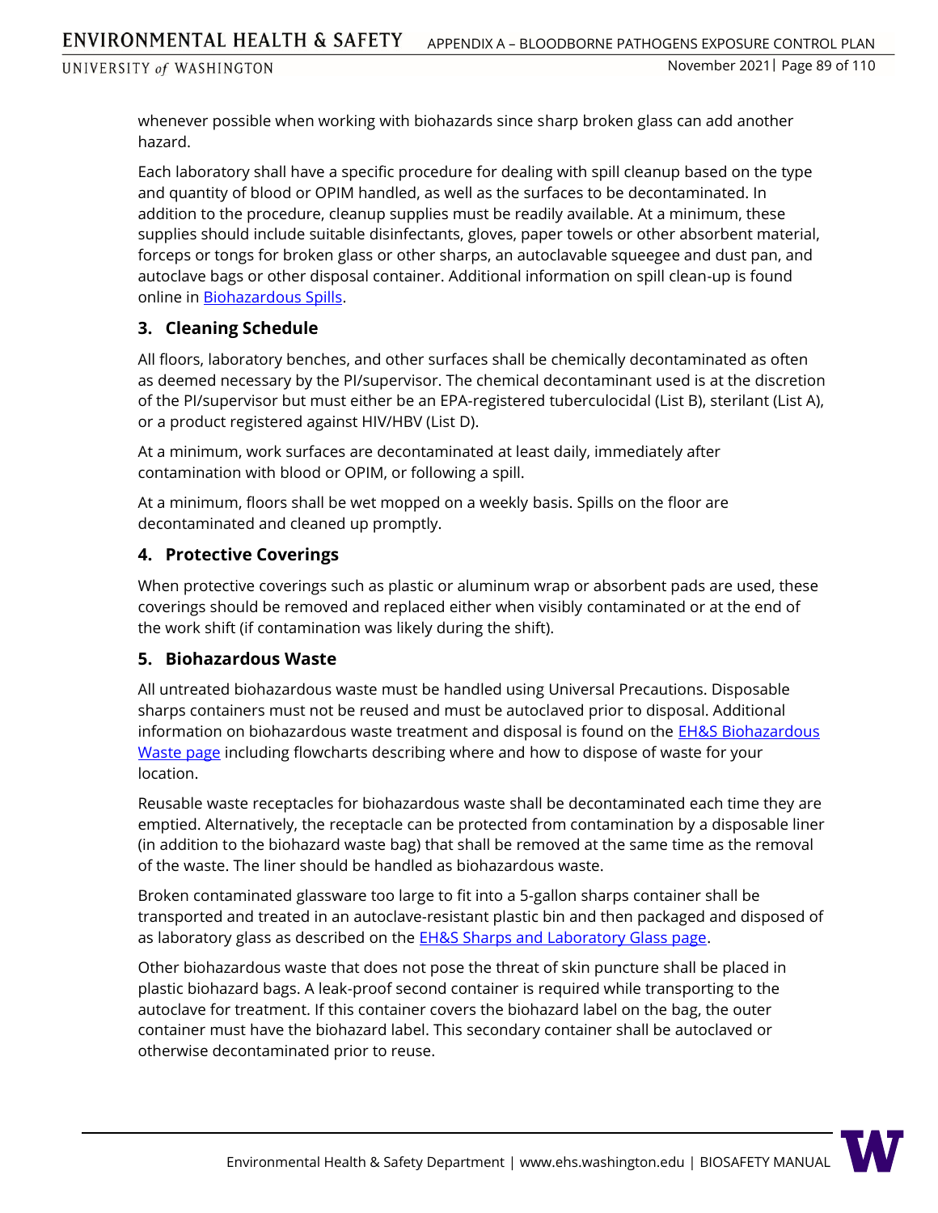whenever possible when working with biohazards since sharp broken glass can add another hazard.

Each laboratory shall have a specific procedure for dealing with spill cleanup based on the type and quantity of blood or OPIM handled, as well as the surfaces to be decontaminated. In addition to the procedure, cleanup supplies must be readily available. At a minimum, these supplies should include suitable disinfectants, gloves, paper towels or other absorbent material, forceps or tongs for broken glass or other sharps, an autoclavable squeegee and dust pan, and autoclave bags or other disposal container. Additional information on spill clean-up is found online in [Biohazardous Spills]().

### 3. Cleaning Schedule

All floors, laboratory benches, and other surfaces shall be chemically decontaminated as often as deemed necessary by the PI/supervisor. The chemical decontaminant used is at the discretion of the PI/supervisor but must either be an EPA-registered tuberculocidal (List B), sterilant (List A), or a product registered against HIV/HBV (List D).

At a minimum, work surfaces are decontaminated at least daily, immediately after contamination with blood or OPIM, or following a spill.

At a minimum, floors shall be wet mopped on a weekly basis. Spills on the floor are decontaminated and cleaned up promptly.

### 4. Protective Coverings

When protective coverings such as plastic or aluminum wrap or absorbent pads are used, these coverings should be removed and replaced either when visibly contaminated or at the end of the work shift (if contamination was likely during the shift).

### 5. Biohazardous Waste

All untreated biohazardous waste must be handled using Universal Precautions. Disposable sharps containers must not be reused and must be autoclaved prior to disposal. Additional information on biohazardous waste treatment and disposal is found on the [EH&S Biohazardous Waste page]() including flowcharts describing where and how to dispose of waste for your location.

Reusable waste receptacles for biohazardous waste shall be decontaminated each time they are emptied. Alternatively, the receptacle can be protected from contamination by a disposable liner (in addition to the biohazard waste bag) that shall be removed at the same time as the removal of the waste. The liner should be handled as biohazardous waste.

Broken contaminated glassware too large to fit into a 5-gallon sharps container shall be transported and treated in an autoclave-resistant plastic bin and then packaged and disposed of as laboratory glass as described on the [EH&S Sharps and Laboratory Glass page]().

Other biohazardous waste that does not pose the threat of skin puncture shall be placed in plastic biohazard bags. A leak-proof second container is required while transporting to the autoclave for treatment. If this container covers the biohazard label on the bag, the outer container must have the biohazard label. This secondary container shall be autoclaved or otherwise decontaminated prior to reuse.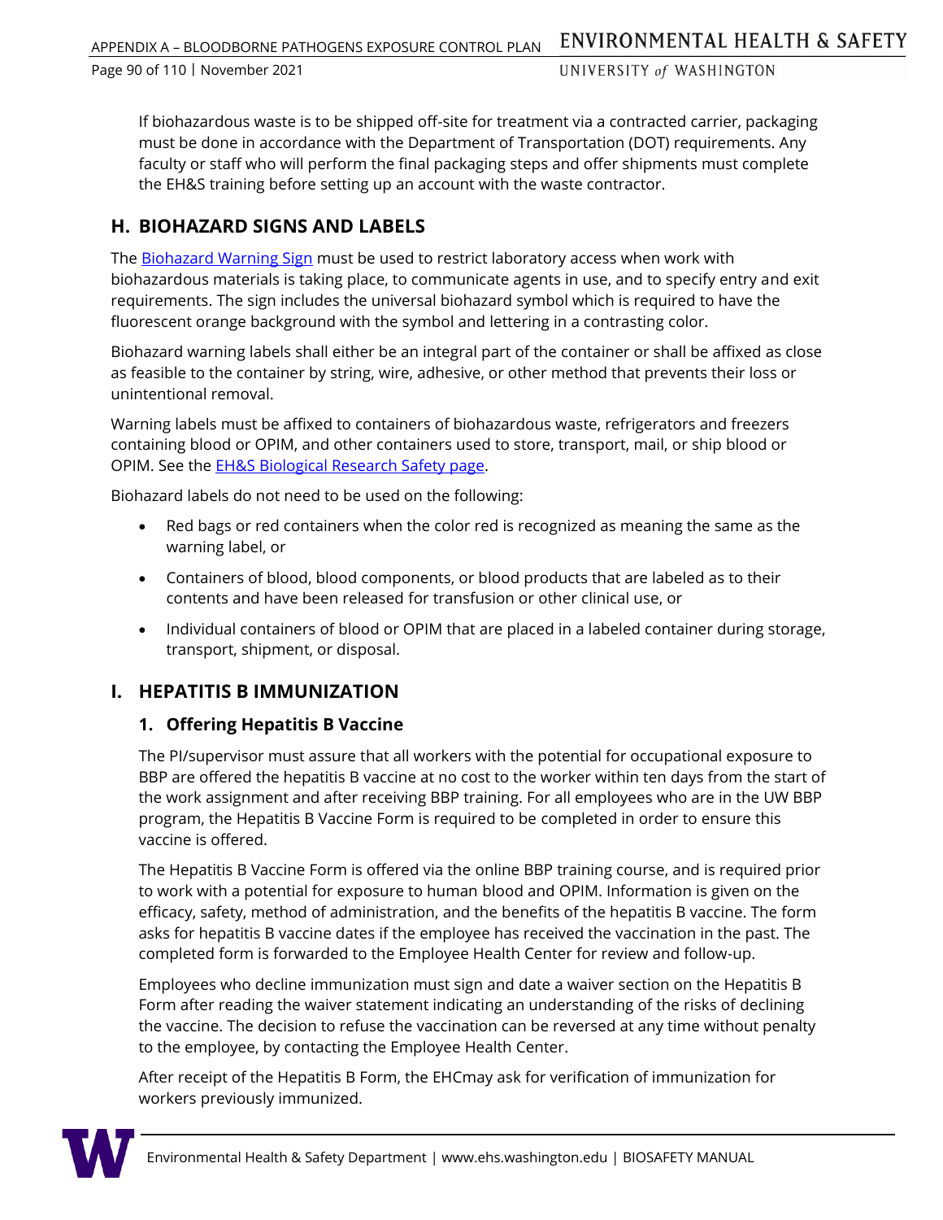If biohazardous waste is to be shipped off-site for treatment via a contracted carrier, packaging must be done in accordance with the Department of Transportation (DOT) requirements. Any faculty or staff who will perform the final packaging steps and offer shipments must complete the EH&S training before setting up an account with the waste contractor.

## H. BIOHAZARD SIGNS AND LABELS

The Biohazard Warning Sign must be used to restrict laboratory access when work with biohazardous materials is taking place, to communicate agents in use, and to specify entry and exit requirements. The sign includes the universal biohazard symbol which is required to have the fluorescent orange background with the symbol and lettering in a contrasting color.

Biohazard warning labels shall either be an integral part of the container or shall be affixed as close as feasible to the container by string, wire, adhesive, or other method that prevents their loss or unintentional removal.

Warning labels must be affixed to containers of biohazardous waste, refrigerators and freezers containing blood or OPIM, and other containers used to store, transport, mail, or ship blood or OPIM. See the EH&S Biological Research Safety page.

Biohazard labels do not need to be used on the following:

- Red bags or red containers when the color red is recognized as meaning the same as the warning label, or
- Containers of blood, blood components, or blood products that are labeled as to their contents and have been released for transfusion or other clinical use, or
- Individual containers of blood or OPIM that are placed in a labeled container during storage, transport, shipment, or disposal.

## I. HEPATITIS B IMMUNIZATION

### 1. Offering Hepatitis B Vaccine

The PI/supervisor must assure that all workers with the potential for occupational exposure to BBP are offered the hepatitis B vaccine at no cost to the worker within ten days from the start of the work assignment and after receiving BBP training. For all employees who are in the UW BBP program, the Hepatitis B Vaccine Form is required to be completed in order to ensure this vaccine is offered.

The Hepatitis B Vaccine Form is offered via the online BBP training course, and is required prior to work with a potential for exposure to human blood and OPIM. Information is given on the efficacy, safety, method of administration, and the benefits of the hepatitis B vaccine. The form asks for hepatitis B vaccine dates if the employee has received the vaccination in the past. The completed form is forwarded to the Employee Health Center for review and follow-up.

Employees who decline immunization must sign and date a waiver section on the Hepatitis B Form after reading the waiver statement indicating an understanding of the risks of declining the vaccine. The decision to refuse the vaccination can be reversed at any time without penalty to the employee, by contacting the Employee Health Center.

After receipt of the Hepatitis B Form, the EHCmay ask for verification of immunization for workers previously immunized.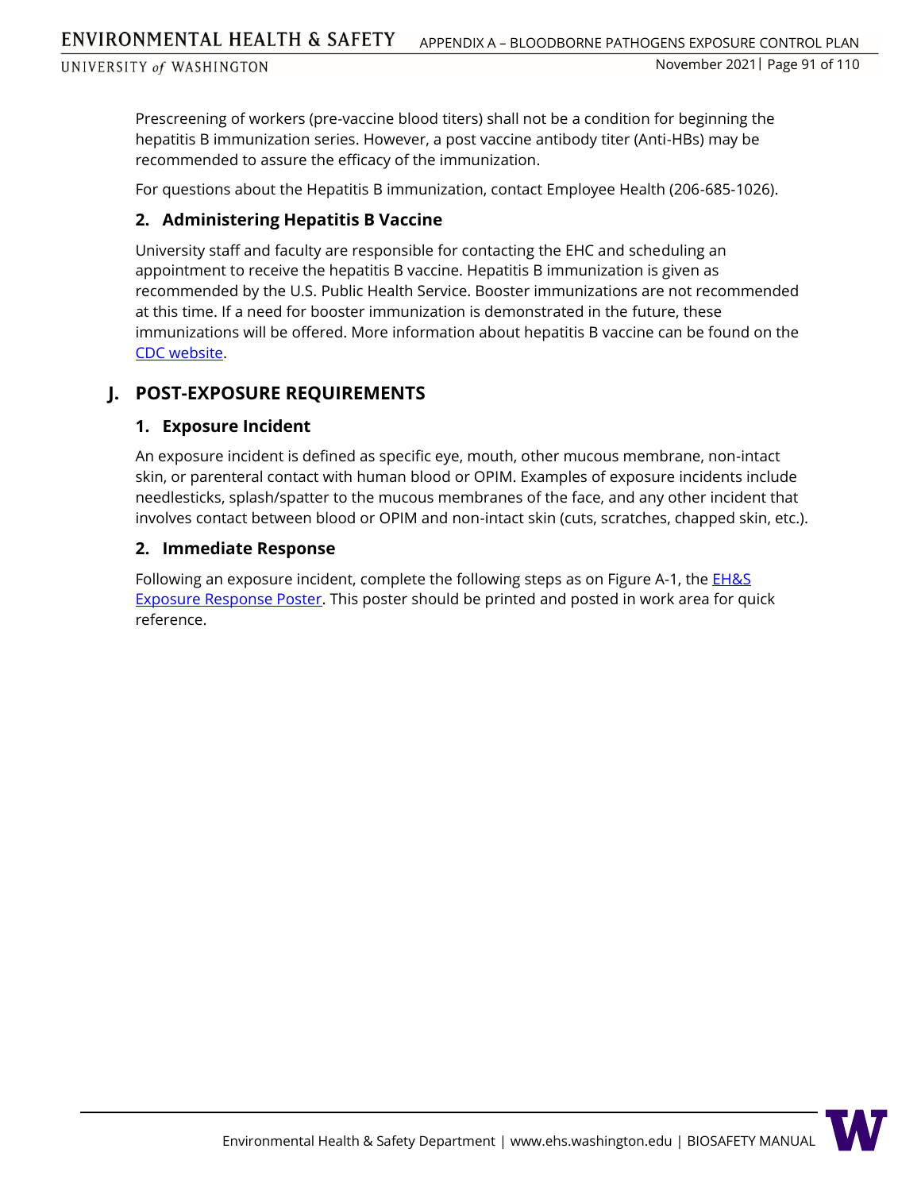Prescreening of workers (pre-vaccine blood titers) shall not be a condition for beginning the hepatitis B immunization series. However, a post vaccine antibody titer (Anti-HBs) may be recommended to assure the efficacy of the immunization.

For questions about the Hepatitis B immunization, contact Employee Health (206-685-1026).

### 2. Administering Hepatitis B Vaccine

University staff and faculty are responsible for contacting the EHC and scheduling an appointment to receive the hepatitis B vaccine. Hepatitis B immunization is given as recommended by the U.S. Public Health Service. Booster immunizations are not recommended at this time. If a need for booster immunization is demonstrated in the future, these immunizations will be offered. More information about hepatitis B vaccine can be found on the CDC website.

## J. POST-EXPOSURE REQUIREMENTS

### 1. Exposure Incident

An exposure incident is defined as specific eye, mouth, other mucous membrane, non-intact skin, or parenteral contact with human blood or OPIM. Examples of exposure incidents include needlesticks, splash/spatter to the mucous membranes of the face, and any other incident that involves contact between blood or OPIM and non-intact skin (cuts, scratches, chapped skin, etc.).

### 2. Immediate Response

Following an exposure incident, complete the following steps as on Figure A-1, the EH&S Exposure Response Poster. This poster should be printed and posted in work area for quick reference.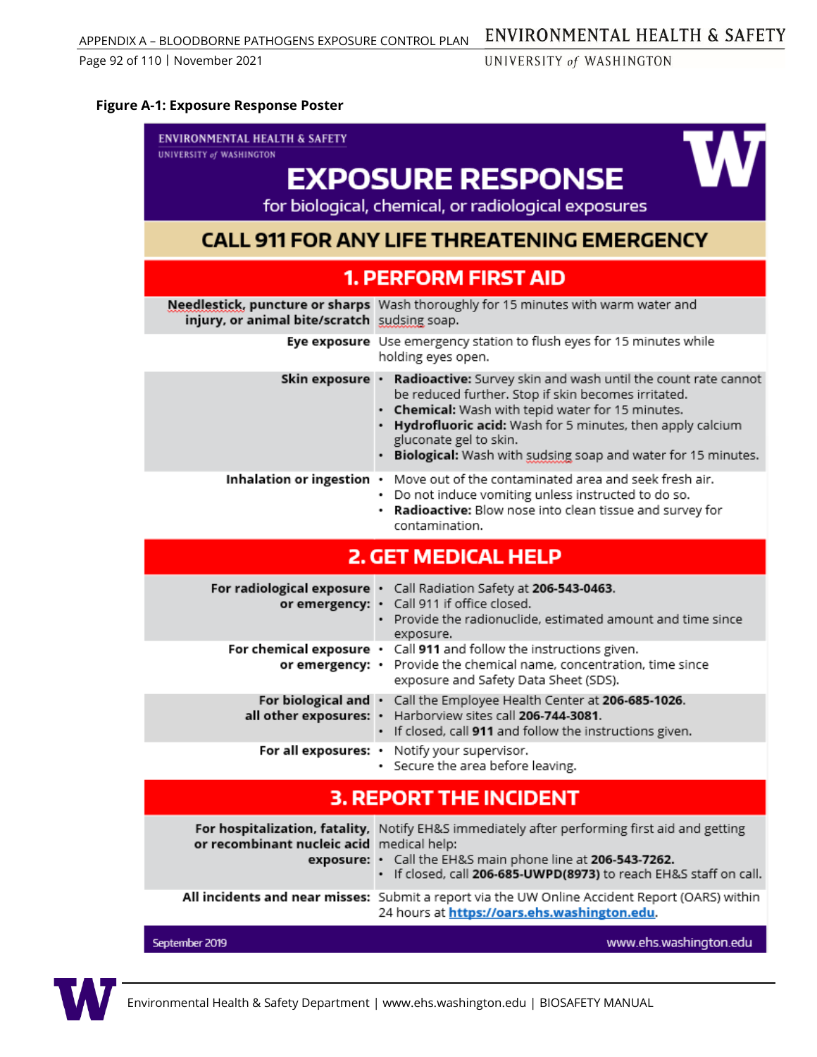**Figure A-1: Exposure Response Poster**

ENVIRONMENTAL HEALTH & SAFETY
UNIVERSITY *of* WASHINGTON

# EXPOSURE RESPONSE

for biological, chemical, or radiological exposures

## CALL 911 FOR ANY LIFE THREATENING EMERGENCY

## 1. PERFORM FIRST AID

| | |
|---|---|
| **Needlestick, puncture or sharps injury, or animal bite/scratch** | Wash thoroughly for 15 minutes with warm water and sudsing soap. |
| **Eye exposure** | Use emergency station to flush eyes for 15 minutes while holding eyes open. |
| **Skin exposure** | • **Radioactive:** Survey skin and wash until the count rate cannot be reduced further. Stop if skin becomes irritated.<br>• **Chemical:** Wash with tepid water for 15 minutes.<br>• **Hydrofluoric acid:** Wash for 5 minutes, then apply calcium gluconate gel to skin.<br>• **Biological:** Wash with sudsing soap and water for 15 minutes. |
| **Inhalation or ingestion** | • Move out of the contaminated area and seek fresh air.<br>• Do not induce vomiting unless instructed to do so.<br>• **Radioactive:** Blow nose into clean tissue and survey for contamination. |

## 2. GET MEDICAL HELP

| | |
|---|---|
| **For radiological exposure or emergency:** | • Call Radiation Safety at **206-543-0463.**<br>• Call 911 if office closed.<br>• Provide the radionuclide, estimated amount and time since exposure. |
| **For chemical exposure or emergency:** | • Call **911** and follow the instructions given.<br>• Provide the chemical name, concentration, time since exposure and Safety Data Sheet (SDS). |
| **For biological and all other exposures:** | • Call the Employee Health Center at **206-685-1026.**<br>• Harborview sites call **206-744-3081.**<br>• If closed, call **911** and follow the instructions given. |
| **For all exposures:** | • Notify your supervisor.<br>• Secure the area before leaving. |

## 3. REPORT THE INCIDENT

| | |
|---|---|
| **For hospitalization, fatality, or recombinant nucleic acid exposure:** | Notify EH&S immediately after performing first aid and getting medical help:<br>• Call the EH&S main phone line at **206-543-7262.**<br>• If closed, call **206-685-UWPD(8973)** to reach EH&S staff on call. |
| **All incidents and near misses:** | Submit a report via the UW Online Accident Report (OARS) within 24 hours at **https://oars.ehs.washington.edu**. |

September 2019 | www.ehs.washington.edu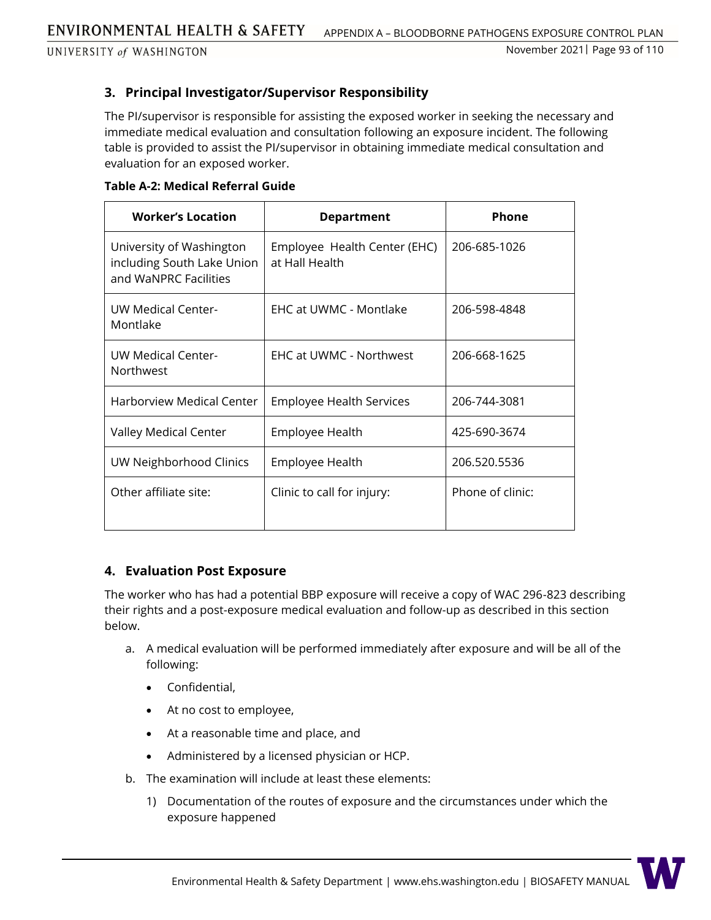## 3. Principal Investigator/Supervisor Responsibility

The PI/supervisor is responsible for assisting the exposed worker in seeking the necessary and immediate medical evaluation and consultation following an exposure incident. The following table is provided to assist the PI/supervisor in obtaining immediate medical consultation and evaluation for an exposed worker.

**Table A-2: Medical Referral Guide**

| Worker's Location | Department | Phone |
|---|---|---|
| University of Washington including South Lake Union and WaNPRC Facilities | Employee Health Center (EHC) at Hall Health | 206-685-1026 |
| UW Medical Center-Montlake | EHC at UWMC - Montlake | 206-598-4848 |
| UW Medical Center-Northwest | EHC at UWMC - Northwest | 206-668-1625 |
| Harborview Medical Center | Employee Health Services | 206-744-3081 |
| Valley Medical Center | Employee Health | 425-690-3674 |
| UW Neighborhood Clinics | Employee Health | 206.520.5536 |
| Other affiliate site: | Clinic to call for injury: | Phone of clinic: |

## 4. Evaluation Post Exposure

The worker who has had a potential BBP exposure will receive a copy of WAC 296-823 describing their rights and a post-exposure medical evaluation and follow-up as described in this section below.

a. A medical evaluation will be performed immediately after exposure and will be all of the following:
   - Confidential,
   - At no cost to employee,
   - At a reasonable time and place, and
   - Administered by a licensed physician or HCP.

b. The examination will include at least these elements:
   1) Documentation of the routes of exposure and the circumstances under which the exposure happened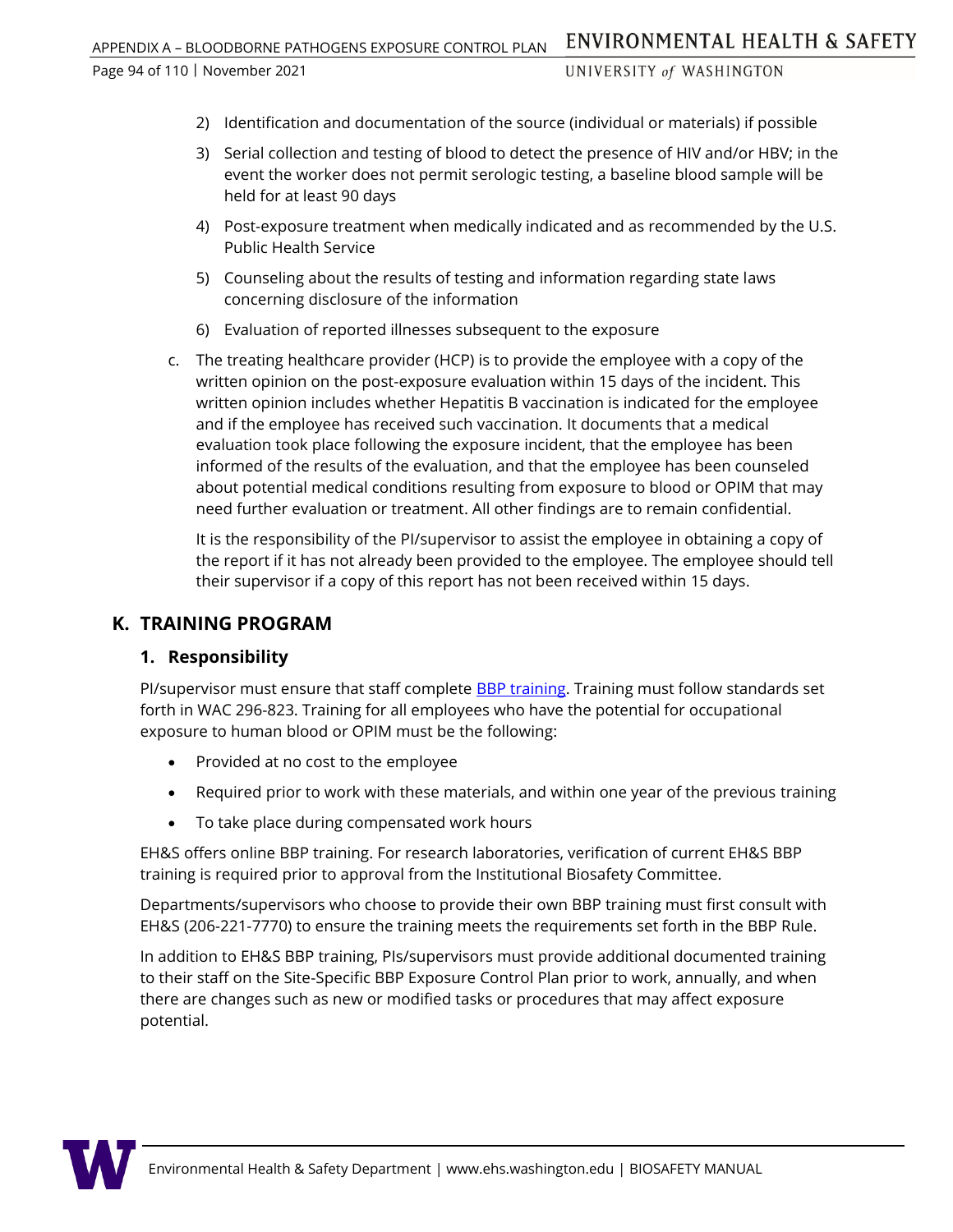2) Identification and documentation of the source (individual or materials) if possible

3) Serial collection and testing of blood to detect the presence of HIV and/or HBV; in the event the worker does not permit serologic testing, a baseline blood sample will be held for at least 90 days

4) Post-exposure treatment when medically indicated and as recommended by the U.S. Public Health Service

5) Counseling about the results of testing and information regarding state laws concerning disclosure of the information

6) Evaluation of reported illnesses subsequent to the exposure

c. The treating healthcare provider (HCP) is to provide the employee with a copy of the written opinion on the post-exposure evaluation within 15 days of the incident. This written opinion includes whether Hepatitis B vaccination is indicated for the employee and if the employee has received such vaccination. It documents that a medical evaluation took place following the exposure incident, that the employee has been informed of the results of the evaluation, and that the employee has been counseled about potential medical conditions resulting from exposure to blood or OPIM that may need further evaluation or treatment. All other findings are to remain confidential.

   It is the responsibility of the PI/supervisor to assist the employee in obtaining a copy of the report if it has not already been provided to the employee. The employee should tell their supervisor if a copy of this report has not been received within 15 days.

## K. TRAINING PROGRAM

### 1. Responsibility

PI/supervisor must ensure that staff complete [BBP training](). Training must follow standards set forth in WAC 296-823. Training for all employees who have the potential for occupational exposure to human blood or OPIM must be the following:

- Provided at no cost to the employee
- Required prior to work with these materials, and within one year of the previous training
- To take place during compensated work hours

EH&S offers online BBP training. For research laboratories, verification of current EH&S BBP training is required prior to approval from the Institutional Biosafety Committee.

Departments/supervisors who choose to provide their own BBP training must first consult with EH&S (206-221-7770) to ensure the training meets the requirements set forth in the BBP Rule.

In addition to EH&S BBP training, PIs/supervisors must provide additional documented training to their staff on the Site-Specific BBP Exposure Control Plan prior to work, annually, and when there are changes such as new or modified tasks or procedures that may affect exposure potential.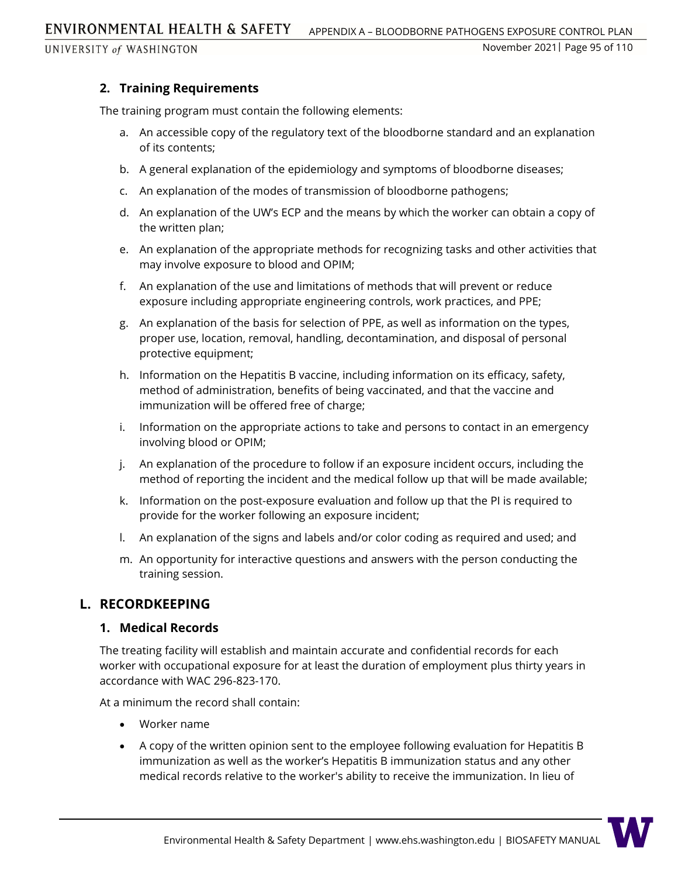### 2. Training Requirements

The training program must contain the following elements:

a. An accessible copy of the regulatory text of the bloodborne standard and an explanation of its contents;

b. A general explanation of the epidemiology and symptoms of bloodborne diseases;

c. An explanation of the modes of transmission of bloodborne pathogens;

d. An explanation of the UW's ECP and the means by which the worker can obtain a copy of the written plan;

e. An explanation of the appropriate methods for recognizing tasks and other activities that may involve exposure to blood and OPIM;

f. An explanation of the use and limitations of methods that will prevent or reduce exposure including appropriate engineering controls, work practices, and PPE;

g. An explanation of the basis for selection of PPE, as well as information on the types, proper use, location, removal, handling, decontamination, and disposal of personal protective equipment;

h. Information on the Hepatitis B vaccine, including information on its efficacy, safety, method of administration, benefits of being vaccinated, and that the vaccine and immunization will be offered free of charge;

i. Information on the appropriate actions to take and persons to contact in an emergency involving blood or OPIM;

j. An explanation of the procedure to follow if an exposure incident occurs, including the method of reporting the incident and the medical follow up that will be made available;

k. Information on the post-exposure evaluation and follow up that the PI is required to provide for the worker following an exposure incident;

l. An explanation of the signs and labels and/or color coding as required and used; and

m. An opportunity for interactive questions and answers with the person conducting the training session.

## L. RECORDKEEPING

### 1. Medical Records

The treating facility will establish and maintain accurate and confidential records for each worker with occupational exposure for at least the duration of employment plus thirty years in accordance with WAC 296-823-170.

At a minimum the record shall contain:

- Worker name
- A copy of the written opinion sent to the employee following evaluation for Hepatitis B immunization as well as the worker's Hepatitis B immunization status and any other medical records relative to the worker's ability to receive the immunization. In lieu of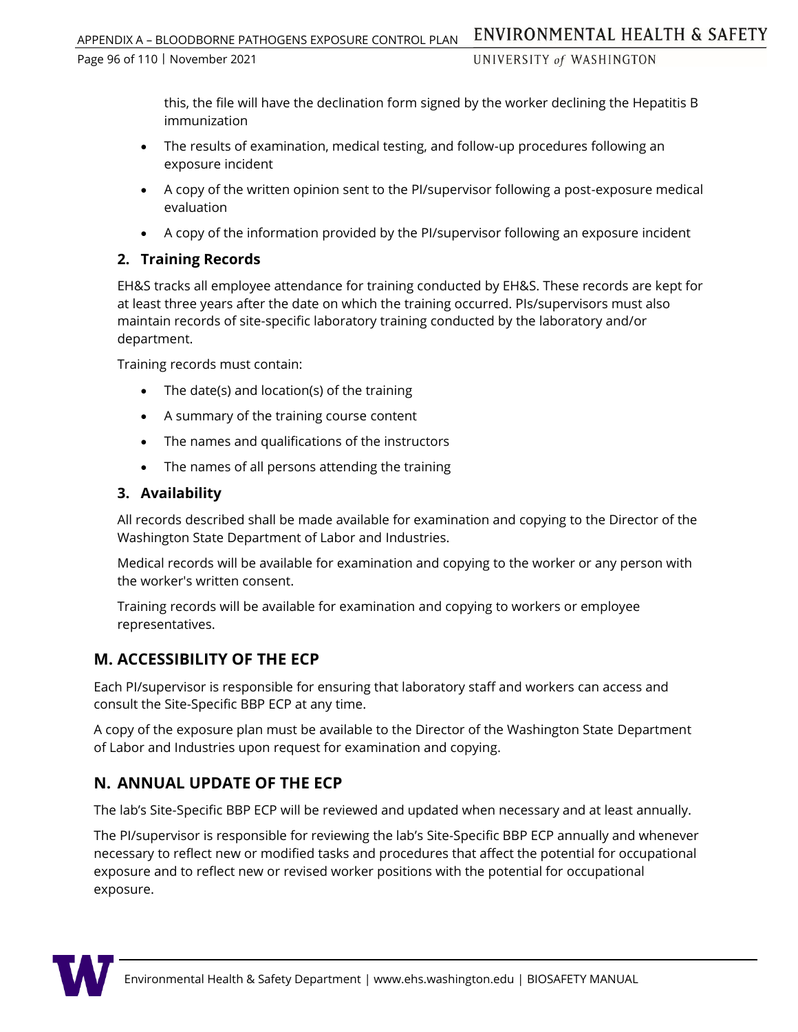this, the file will have the declination form signed by the worker declining the Hepatitis B immunization

- The results of examination, medical testing, and follow-up procedures following an exposure incident
- A copy of the written opinion sent to the PI/supervisor following a post-exposure medical evaluation
- A copy of the information provided by the PI/supervisor following an exposure incident

### 2. Training Records

EH&S tracks all employee attendance for training conducted by EH&S. These records are kept for at least three years after the date on which the training occurred. PIs/supervisors must also maintain records of site-specific laboratory training conducted by the laboratory and/or department.

Training records must contain:

- The date(s) and location(s) of the training
- A summary of the training course content
- The names and qualifications of the instructors
- The names of all persons attending the training

### 3. Availability

All records described shall be made available for examination and copying to the Director of the Washington State Department of Labor and Industries.

Medical records will be available for examination and copying to the worker or any person with the worker's written consent.

Training records will be available for examination and copying to workers or employee representatives.

## M. ACCESSIBILITY OF THE ECP

Each PI/supervisor is responsible for ensuring that laboratory staff and workers can access and consult the Site-Specific BBP ECP at any time.

A copy of the exposure plan must be available to the Director of the Washington State Department of Labor and Industries upon request for examination and copying.

## N. ANNUAL UPDATE OF THE ECP

The lab's Site-Specific BBP ECP will be reviewed and updated when necessary and at least annually.

The PI/supervisor is responsible for reviewing the lab's Site-Specific BBP ECP annually and whenever necessary to reflect new or modified tasks and procedures that affect the potential for occupational exposure and to reflect new or revised worker positions with the potential for occupational exposure.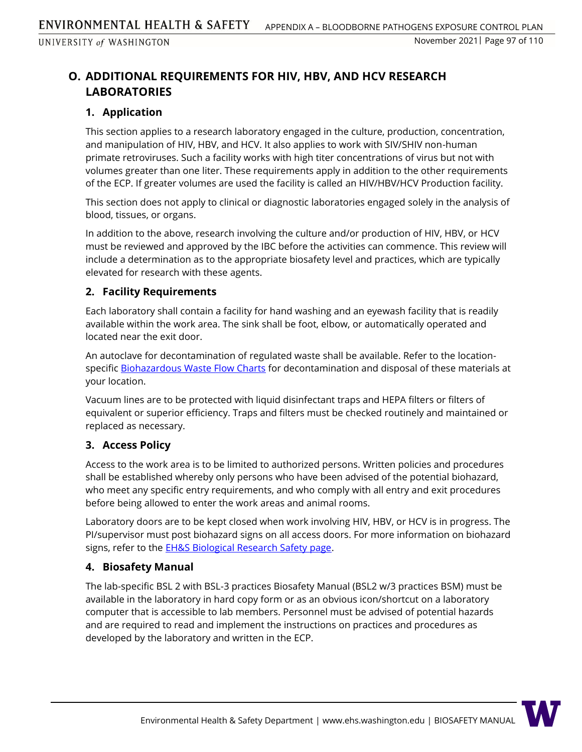## O. ADDITIONAL REQUIREMENTS FOR HIV, HBV, AND HCV RESEARCH LABORATORIES

### 1. Application

This section applies to a research laboratory engaged in the culture, production, concentration, and manipulation of HIV, HBV, and HCV. It also applies to work with SIV/SHIV non-human primate retroviruses. Such a facility works with high titer concentrations of virus but not with volumes greater than one liter. These requirements apply in addition to the other requirements of the ECP. If greater volumes are used the facility is called an HIV/HBV/HCV Production facility.

This section does not apply to clinical or diagnostic laboratories engaged solely in the analysis of blood, tissues, or organs.

In addition to the above, research involving the culture and/or production of HIV, HBV, or HCV must be reviewed and approved by the IBC before the activities can commence. This review will include a determination as to the appropriate biosafety level and practices, which are typically elevated for research with these agents.

### 2. Facility Requirements

Each laboratory shall contain a facility for hand washing and an eyewash facility that is readily available within the work area. The sink shall be foot, elbow, or automatically operated and located near the exit door.

An autoclave for decontamination of regulated waste shall be available. Refer to the location-specific Biohazardous Waste Flow Charts for decontamination and disposal of these materials at your location.

Vacuum lines are to be protected with liquid disinfectant traps and HEPA filters or filters of equivalent or superior efficiency. Traps and filters must be checked routinely and maintained or replaced as necessary.

### 3. Access Policy

Access to the work area is to be limited to authorized persons. Written policies and procedures shall be established whereby only persons who have been advised of the potential biohazard, who meet any specific entry requirements, and who comply with all entry and exit procedures before being allowed to enter the work areas and animal rooms.

Laboratory doors are to be kept closed when work involving HIV, HBV, or HCV is in progress. The PI/supervisor must post biohazard signs on all access doors. For more information on biohazard signs, refer to the EH&S Biological Research Safety page.

### 4. Biosafety Manual

The lab-specific BSL 2 with BSL-3 practices Biosafety Manual (BSL2 w/3 practices BSM) must be available in the laboratory in hard copy form or as an obvious icon/shortcut on a laboratory computer that is accessible to lab members. Personnel must be advised of potential hazards and are required to read and implement the instructions on practices and procedures as developed by the laboratory and written in the ECP.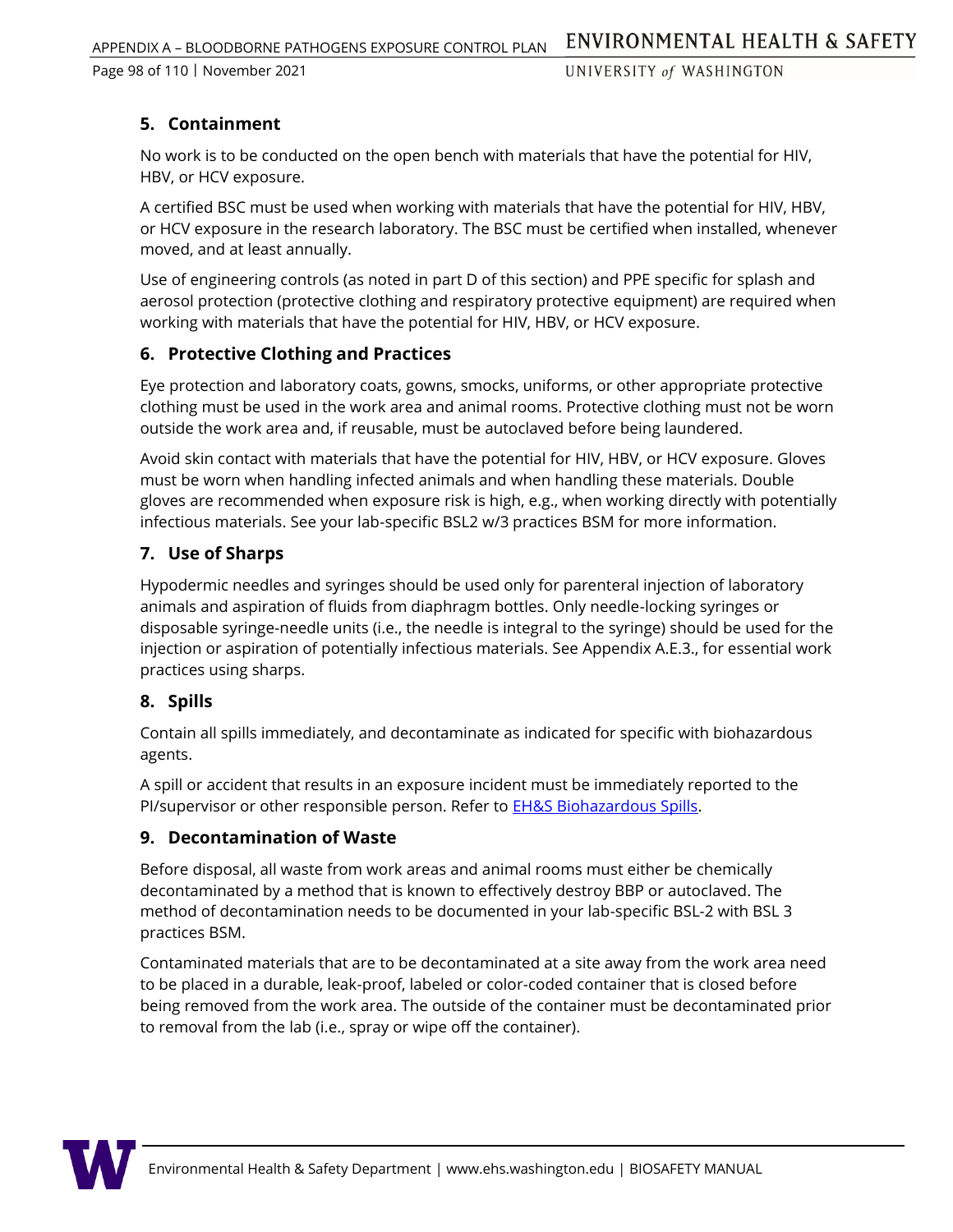## 5. Containment

No work is to be conducted on the open bench with materials that have the potential for HIV, HBV, or HCV exposure.

A certified BSC must be used when working with materials that have the potential for HIV, HBV, or HCV exposure in the research laboratory. The BSC must be certified when installed, whenever moved, and at least annually.

Use of engineering controls (as noted in part D of this section) and PPE specific for splash and aerosol protection (protective clothing and respiratory protective equipment) are required when working with materials that have the potential for HIV, HBV, or HCV exposure.

## 6. Protective Clothing and Practices

Eye protection and laboratory coats, gowns, smocks, uniforms, or other appropriate protective clothing must be used in the work area and animal rooms. Protective clothing must not be worn outside the work area and, if reusable, must be autoclaved before being laundered.

Avoid skin contact with materials that have the potential for HIV, HBV, or HCV exposure. Gloves must be worn when handling infected animals and when handling these materials. Double gloves are recommended when exposure risk is high, e.g., when working directly with potentially infectious materials. See your lab-specific BSL2 w/3 practices BSM for more information.

## 7. Use of Sharps

Hypodermic needles and syringes should be used only for parenteral injection of laboratory animals and aspiration of fluids from diaphragm bottles. Only needle-locking syringes or disposable syringe-needle units (i.e., the needle is integral to the syringe) should be used for the injection or aspiration of potentially infectious materials. See Appendix A.E.3., for essential work practices using sharps.

## 8. Spills

Contain all spills immediately, and decontaminate as indicated for specific with biohazardous agents.

A spill or accident that results in an exposure incident must be immediately reported to the PI/supervisor or other responsible person. Refer to EH&S Biohazardous Spills.

## 9. Decontamination of Waste

Before disposal, all waste from work areas and animal rooms must either be chemically decontaminated by a method that is known to effectively destroy BBP or autoclaved. The method of decontamination needs to be documented in your lab-specific BSL-2 with BSL 3 practices BSM.

Contaminated materials that are to be decontaminated at a site away from the work area need to be placed in a durable, leak-proof, labeled or color-coded container that is closed before being removed from the work area. The outside of the container must be decontaminated prior to removal from the lab (i.e., spray or wipe off the container).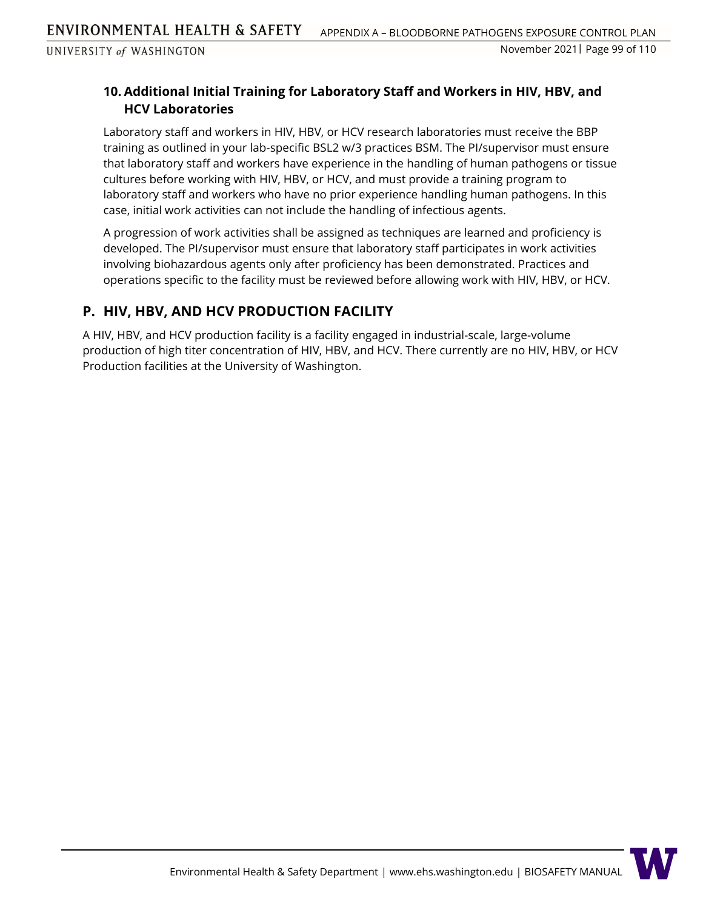### 10. Additional Initial Training for Laboratory Staff and Workers in HIV, HBV, and HCV Laboratories

Laboratory staff and workers in HIV, HBV, or HCV research laboratories must receive the BBP training as outlined in your lab-specific BSL2 w/3 practices BSM. The PI/supervisor must ensure that laboratory staff and workers have experience in the handling of human pathogens or tissue cultures before working with HIV, HBV, or HCV, and must provide a training program to laboratory staff and workers who have no prior experience handling human pathogens. In this case, initial work activities can not include the handling of infectious agents.

A progression of work activities shall be assigned as techniques are learned and proficiency is developed. The PI/supervisor must ensure that laboratory staff participates in work activities involving biohazardous agents only after proficiency has been demonstrated. Practices and operations specific to the facility must be reviewed before allowing work with HIV, HBV, or HCV.

## P. HIV, HBV, AND HCV PRODUCTION FACILITY

A HIV, HBV, and HCV production facility is a facility engaged in industrial-scale, large-volume production of high titer concentration of HIV, HBV, and HCV. There currently are no HIV, HBV, or HCV Production facilities at the University of Washington.